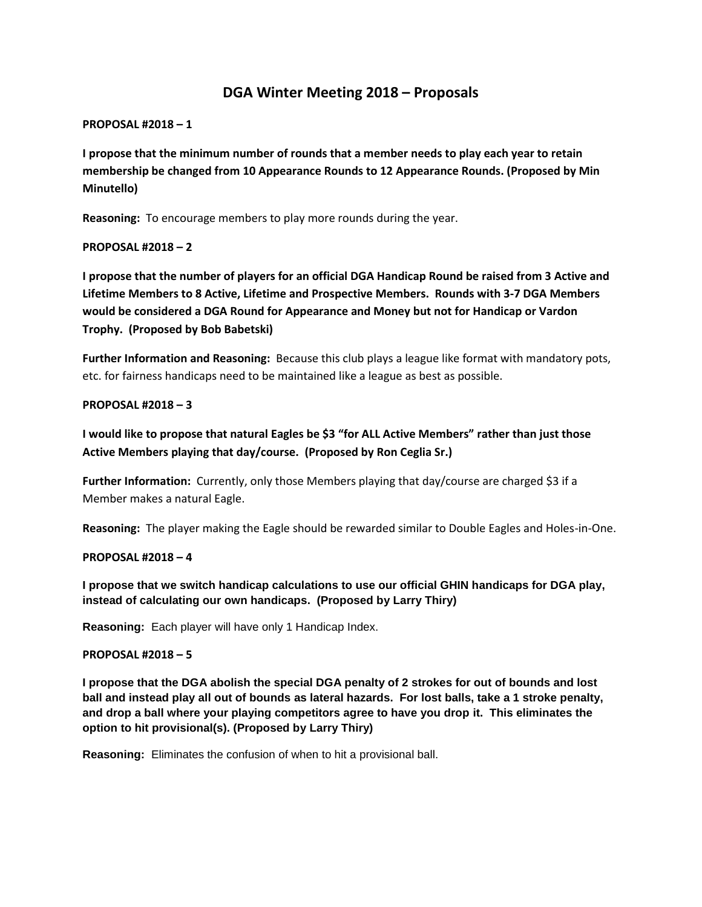# DGA Winter Meeting 2018 – Proposals

**PROPOSAL #2018 – 1**

**I propose that the minimum number of rounds that a member needs to play each year to retain membership be changed from 10 Appearance Rounds to 12 Appearance Rounds. (Proposed by Min Minutello)**

**Reasoning:** To encourage members to play more rounds during the year.

**PROPOSAL #2018 – 2**

**I propose that the number of players for an official DGA Handicap Round be raised from 3 Active and Lifetime Members to 8 Active, Lifetime and Prospective Members. Rounds with 3-7 DGA Members would be considered a DGA Round for Appearance and Money but not for Handicap or Vardon Trophy. (Proposed by Bob Babetski)**

**Further Information and Reasoning:** Because this club plays a league like format with mandatory pots, etc. for fairness handicaps need to be maintained like a league as best as possible.

**PROPOSAL #2018 – 3**

**I would like to propose that natural Eagles be $3 "for ALL Active Members" rather than just those Active Members playing that day/course. (Proposed by Ron Ceglia Sr.)**

**Further Information:** Currently, only those Members playing that day/course are charged $3 if a Member makes a natural Eagle.

**Reasoning:** The player making the Eagle should be rewarded similar to Double Eagles and Holes-in-One.

**PROPOSAL #2018 – 4**

**I propose that we switch handicap calculations to use our official GHIN handicaps for DGA play, instead of calculating our own handicaps. (Proposed by Larry Thiry)**

**Reasoning:** Each player will have only 1 Handicap Index.

**PROPOSAL #2018 – 5**

**I propose that the DGA abolish the special DGA penalty of 2 strokes for out of bounds and lost ball and instead play all out of bounds as lateral hazards. For lost balls, take a 1 stroke penalty, and drop a ball where your playing competitors agree to have you drop it. This eliminates the option to hit provisional(s). (Proposed by Larry Thiry)**

**Reasoning:** Eliminates the confusion of when to hit a provisional ball.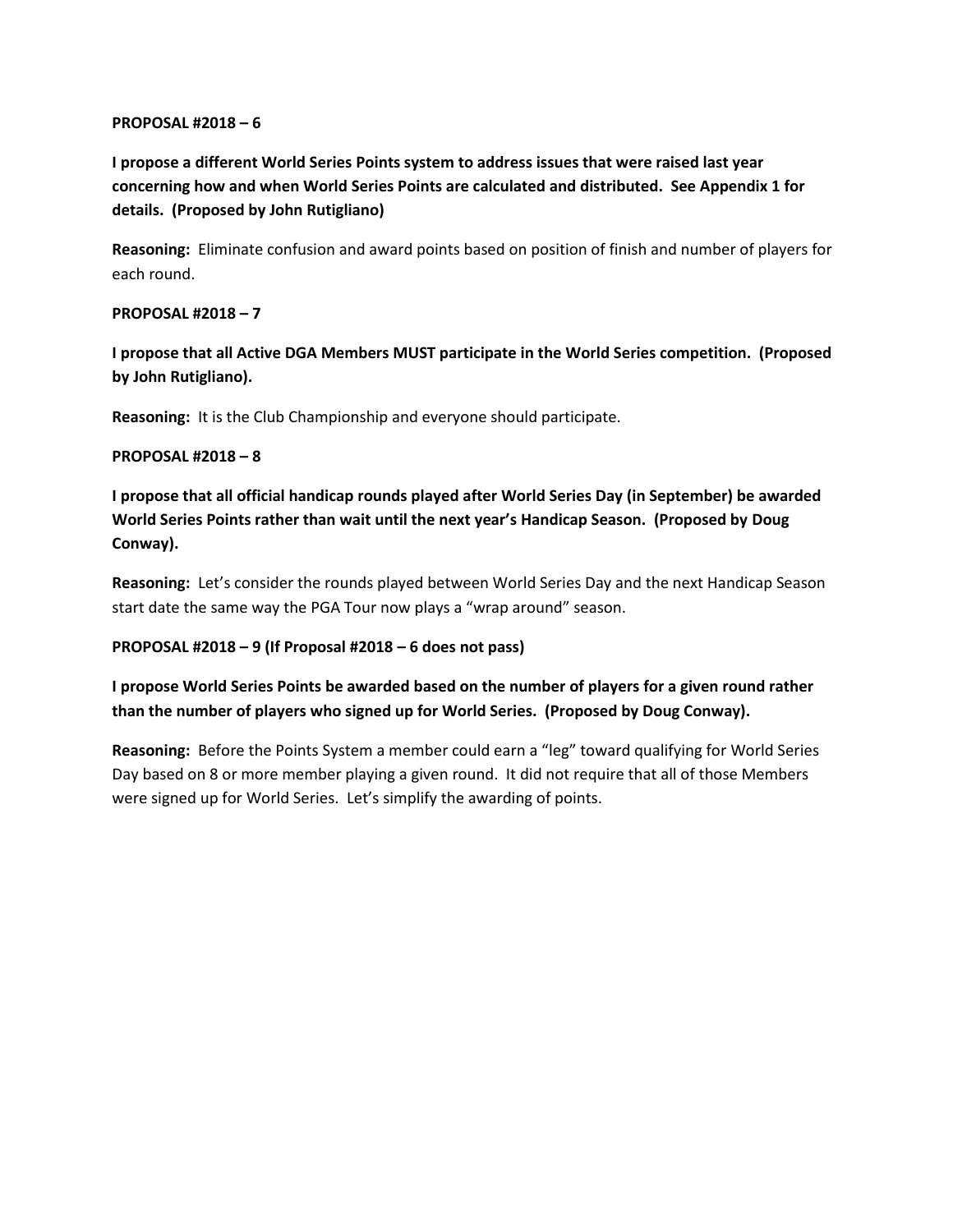**PROPOSAL #2018 – 6**

**I propose a different World Series Points system to address issues that were raised last year concerning how and when World Series Points are calculated and distributed. See Appendix 1 for details. (Proposed by John Rutigliano)**

**Reasoning:** Eliminate confusion and award points based on position of finish and number of players for each round.

**PROPOSAL #2018 – 7**

**I propose that all Active DGA Members MUST participate in the World Series competition. (Proposed by John Rutigliano).**

**Reasoning:** It is the Club Championship and everyone should participate.

**PROPOSAL #2018 – 8**

**I propose that all official handicap rounds played after World Series Day (in September) be awarded World Series Points rather than wait until the next year's Handicap Season. (Proposed by Doug Conway).**

**Reasoning:** Let's consider the rounds played between World Series Day and the next Handicap Season start date the same way the PGA Tour now plays a "wrap around" season.

**PROPOSAL #2018 – 9 (If Proposal #2018 – 6 does not pass)**

**I propose World Series Points be awarded based on the number of players for a given round rather than the number of players who signed up for World Series. (Proposed by Doug Conway).**

**Reasoning:** Before the Points System a member could earn a "leg" toward qualifying for World Series Day based on 8 or more member playing a given round. It did not require that all of those Members were signed up for World Series. Let's simplify the awarding of points.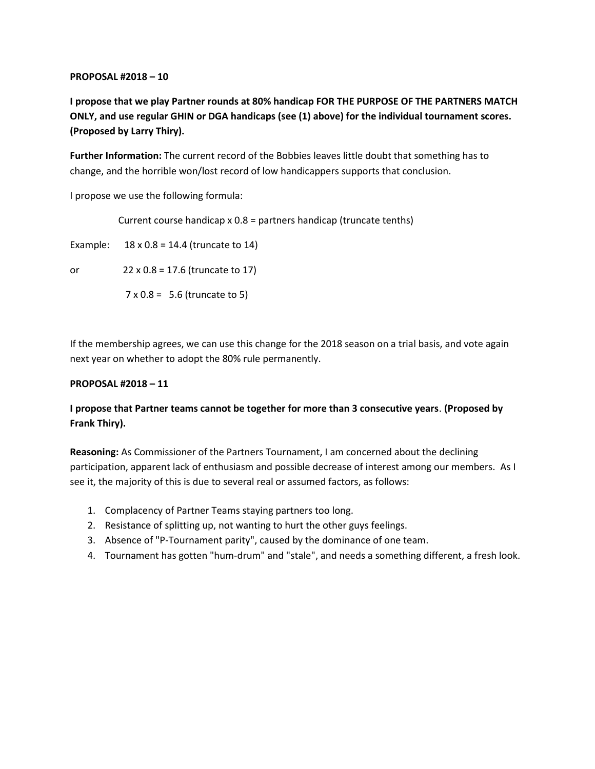**PROPOSAL #2018 – 10**

**I propose that we play Partner rounds at 80% handicap FOR THE PURPOSE OF THE PARTNERS MATCH ONLY, and use regular GHIN or DGA handicaps (see (1) above) for the individual tournament scores. (Proposed by Larry Thiry).**

**Further Information:** The current record of the Bobbies leaves little doubt that something has to change, and the horrible won/lost record of low handicappers supports that conclusion.

I propose we use the following formula:

Current course handicap x 0.8 = partners handicap (truncate tenths)

Example: 18 x 0.8 = 14.4 (truncate to 14)

or 22 x 0.8 = 17.6 (truncate to 17)

7 x 0.8 = 5.6 (truncate to 5)

If the membership agrees, we can use this change for the 2018 season on a trial basis, and vote again next year on whether to adopt the 80% rule permanently.

**PROPOSAL #2018 – 11**

**I propose that Partner teams cannot be together for more than 3 consecutive years**. **(Proposed by Frank Thiry).**

**Reasoning:** As Commissioner of the Partners Tournament, I am concerned about the declining participation, apparent lack of enthusiasm and possible decrease of interest among our members. As I see it, the majority of this is due to several real or assumed factors, as follows:

1. Complacency of Partner Teams staying partners too long.
2. Resistance of splitting up, not wanting to hurt the other guys feelings.
3. Absence of "P-Tournament parity", caused by the dominance of one team.
4. Tournament has gotten "hum-drum" and "stale", and needs a something different, a fresh look.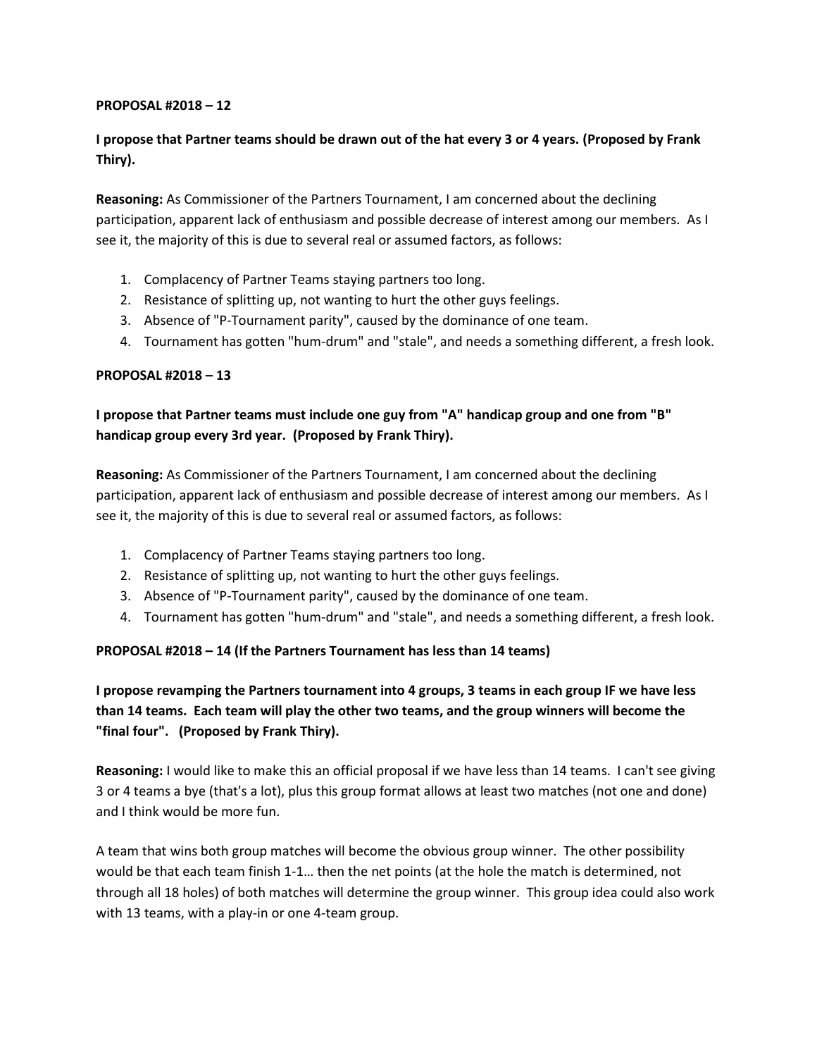**PROPOSAL #2018 – 12**

**I propose that Partner teams should be drawn out of the hat every 3 or 4 years. (Proposed by Frank Thiry).**

**Reasoning:** As Commissioner of the Partners Tournament, I am concerned about the declining participation, apparent lack of enthusiasm and possible decrease of interest among our members. As I see it, the majority of this is due to several real or assumed factors, as follows:

1. Complacency of Partner Teams staying partners too long.
2. Resistance of splitting up, not wanting to hurt the other guys feelings.
3. Absence of "P-Tournament parity", caused by the dominance of one team.
4. Tournament has gotten "hum-drum" and "stale", and needs a something different, a fresh look.

**PROPOSAL #2018 – 13**

**I propose that Partner teams must include one guy from "A" handicap group and one from "B" handicap group every 3rd year. (Proposed by Frank Thiry).**

**Reasoning:** As Commissioner of the Partners Tournament, I am concerned about the declining participation, apparent lack of enthusiasm and possible decrease of interest among our members. As I see it, the majority of this is due to several real or assumed factors, as follows:

1. Complacency of Partner Teams staying partners too long.
2. Resistance of splitting up, not wanting to hurt the other guys feelings.
3. Absence of "P-Tournament parity", caused by the dominance of one team.
4. Tournament has gotten "hum-drum" and "stale", and needs a something different, a fresh look.

**PROPOSAL #2018 – 14 (If the Partners Tournament has less than 14 teams)**

**I propose revamping the Partners tournament into 4 groups, 3 teams in each group IF we have less than 14 teams. Each team will play the other two teams, and the group winners will become the "final four". (Proposed by Frank Thiry).**

**Reasoning:** I would like to make this an official proposal if we have less than 14 teams. I can't see giving 3 or 4 teams a bye (that's a lot), plus this group format allows at least two matches (not one and done) and I think would be more fun.

A team that wins both group matches will become the obvious group winner. The other possibility would be that each team finish 1-1… then the net points (at the hole the match is determined, not through all 18 holes) of both matches will determine the group winner. This group idea could also work with 13 teams, with a play-in or one 4-team group.